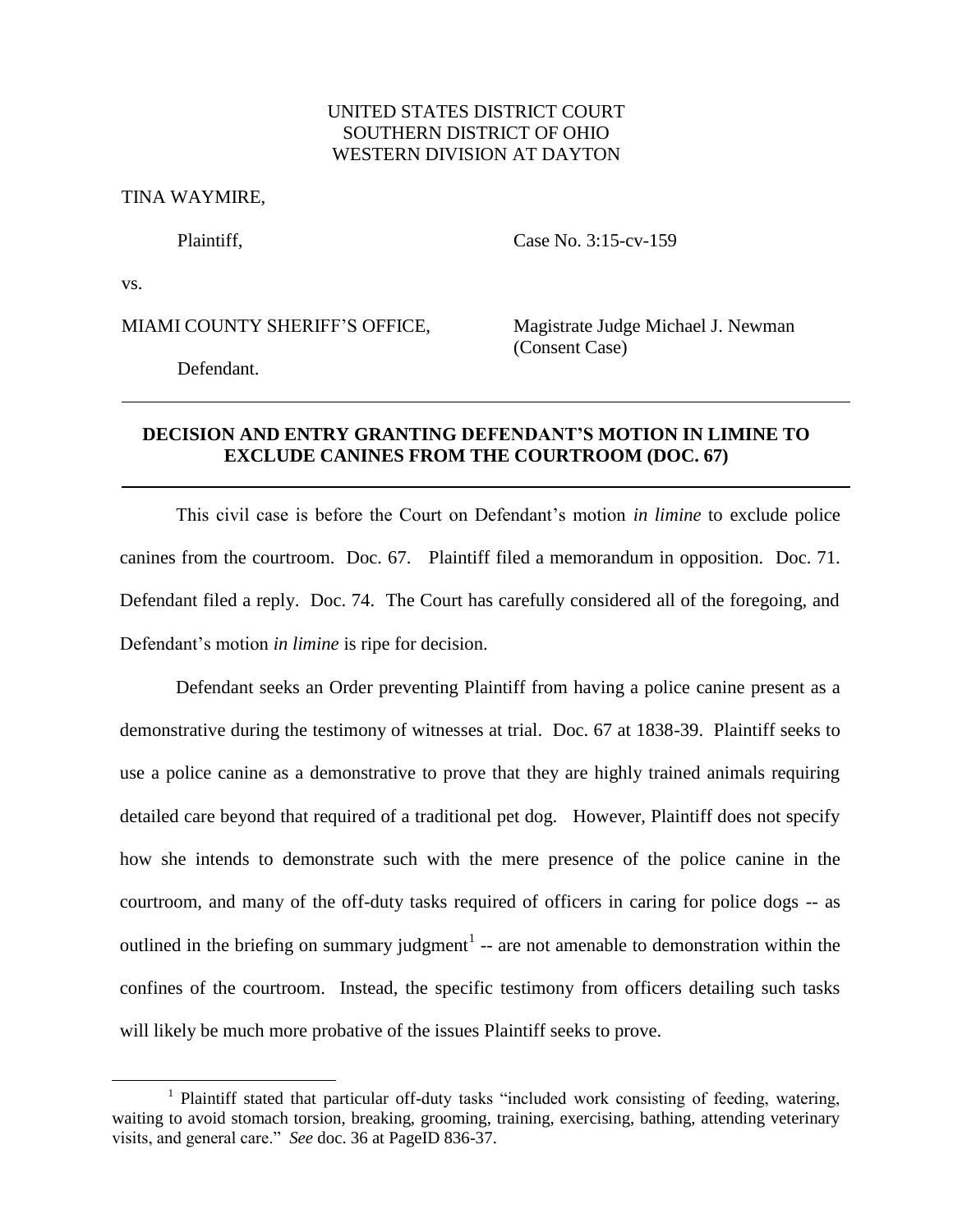UNITED STATES DISTRICT COURT
SOUTHERN DISTRICT OF OHIO
WESTERN DIVISION AT DAYTON

TINA WAYMIRE,

Plaintiff,

Case No. 3:15-cv-159

vs.

MIAMI COUNTY SHERIFF'S OFFICE,

Magistrate Judge Michael J. Newman
(Consent Case)

Defendant.

---

**DECISION AND ENTRY GRANTING DEFENDANT'S MOTION IN LIMINE TO EXCLUDE CANINES FROM THE COURTROOM (DOC. 67)**

---

This civil case is before the Court on Defendant's motion *in limine* to exclude police canines from the courtroom. Doc. 67. Plaintiff filed a memorandum in opposition. Doc. 71. Defendant filed a reply. Doc. 74. The Court has carefully considered all of the foregoing, and Defendant's motion *in limine* is ripe for decision.

Defendant seeks an Order preventing Plaintiff from having a police canine present as a demonstrative during the testimony of witnesses at trial. Doc. 67 at 1838-39. Plaintiff seeks to use a police canine as a demonstrative to prove that they are highly trained animals requiring detailed care beyond that required of a traditional pet dog. However, Plaintiff does not specify how she intends to demonstrate such with the mere presence of the police canine in the courtroom, and many of the off-duty tasks required of officers in caring for police dogs -- as outlined in the briefing on summary judgment[1] -- are not amenable to demonstration within the confines of the courtroom. Instead, the specific testimony from officers detailing such tasks will likely be much more probative of the issues Plaintiff seeks to prove.

---

[1] Plaintiff stated that particular off-duty tasks "included work consisting of feeding, watering, waiting to avoid stomach torsion, breaking, grooming, training, exercising, bathing, attending veterinary visits, and general care." *See* doc. 36 at PageID 836-37.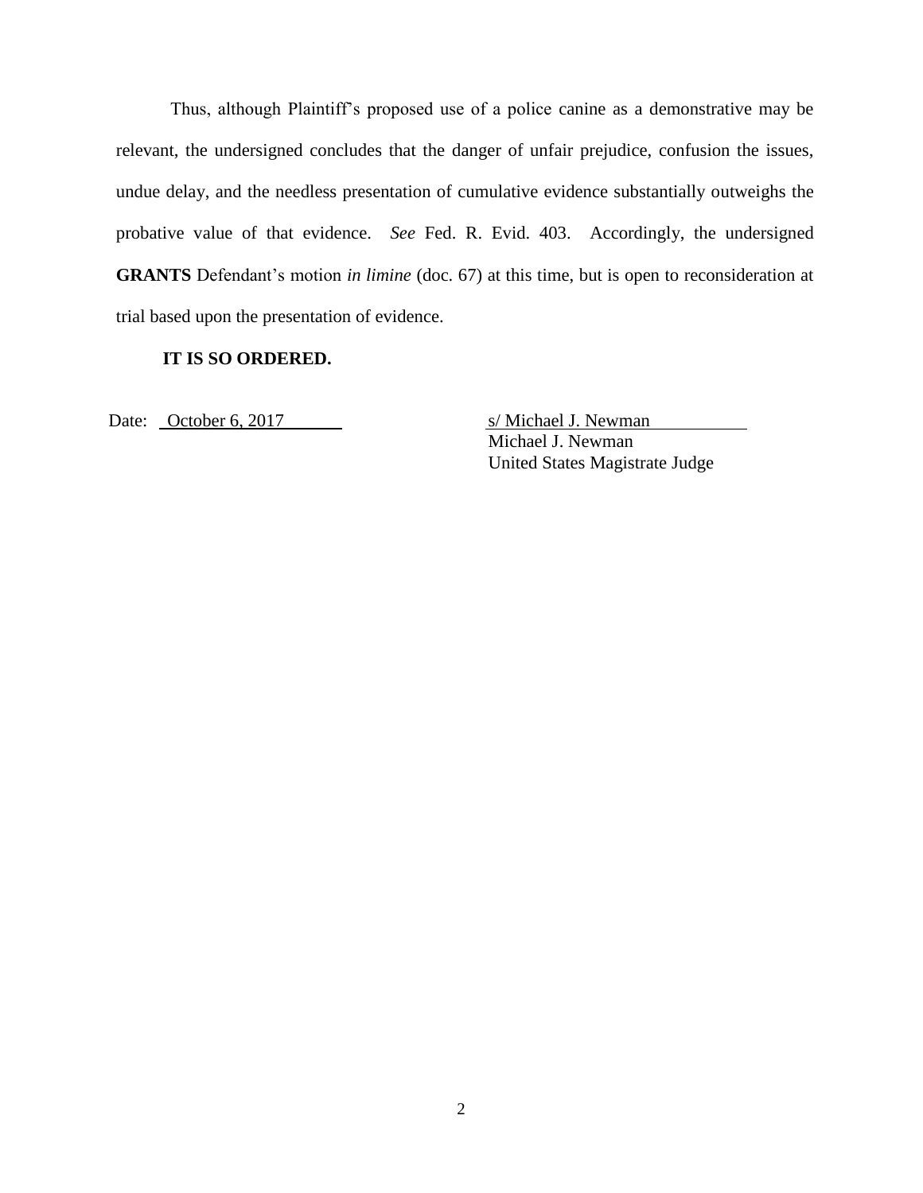Thus, although Plaintiff's proposed use of a police canine as a demonstrative may be relevant, the undersigned concludes that the danger of unfair prejudice, confusion the issues, undue delay, and the needless presentation of cumulative evidence substantially outweighs the probative value of that evidence. *See* Fed. R. Evid. 403. Accordingly, the undersigned **GRANTS** Defendant's motion *in limine* (doc. 67) at this time, but is open to reconsideration at trial based upon the presentation of evidence.

**IT IS SO ORDERED.**

Date: October 6, 2017

s/ Michael J. Newman
Michael J. Newman
United States Magistrate Judge